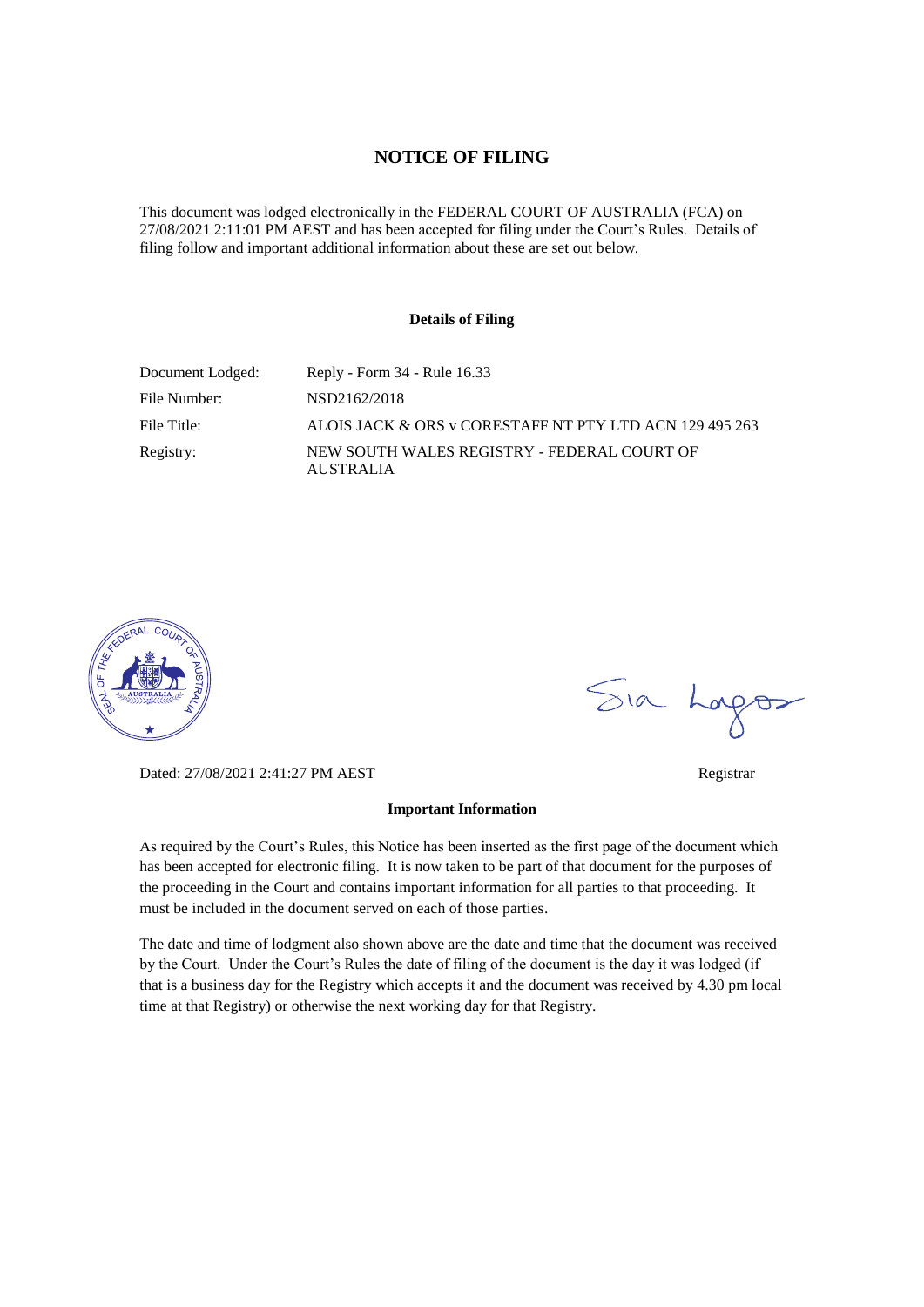# NOTICE OF FILING

This document was lodged electronically in the FEDERAL COURT OF AUSTRALIA (FCA) on 27/08/2021 2:11:01 PM AEST and has been accepted for filing under the Court's Rules. Details of filing follow and important additional information about these are set out below.

## Details of Filing

| | |
|---|---|
| Document Lodged: | Reply - Form 34 - Rule 16.33 |
| File Number: | NSD2162/2018 |
| File Title: | ALOIS JACK & ORS v CORESTAFF NT PTY LTD ACN 129 495 263 |
| Registry: | NEW SOUTH WALES REGISTRY - FEDERAL COURT OF AUSTRALIA |

Dated: 27/08/2021 2:41:27 PM AEST

Registrar

## Important Information

As required by the Court's Rules, this Notice has been inserted as the first page of the document which has been accepted for electronic filing. It is now taken to be part of that document for the purposes of the proceeding in the Court and contains important information for all parties to that proceeding. It must be included in the document served on each of those parties.

The date and time of lodgment also shown above are the date and time that the document was received by the Court. Under the Court's Rules the date of filing of the document is the day it was lodged (if that is a business day for the Registry which accepts it and the document was received by 4.30 pm local time at that Registry) or otherwise the next working day for that Registry.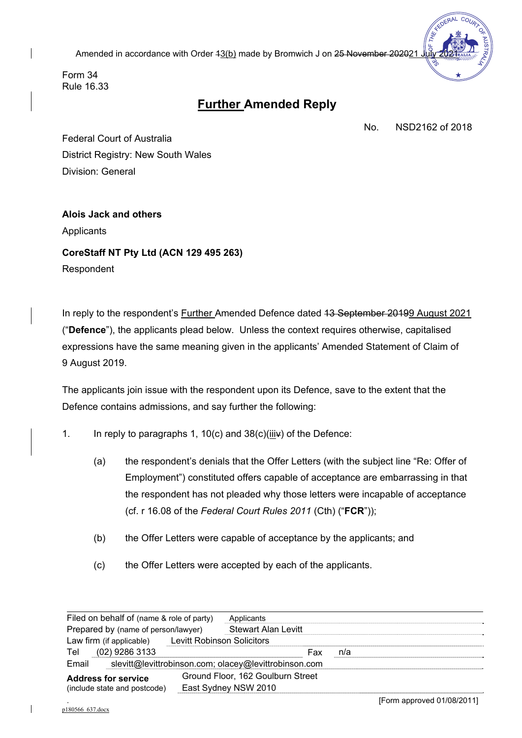Amended in accordance with Order ~~1~~3(b) made by Bromwich J on ~~25 November 2020~~21 July 2021

Form 34
Rule 16.33

# Further Amended Reply

No. NSD2162 of 2018

Federal Court of Australia
District Registry: New South Wales
Division: General

**Alois Jack and others**
Applicants

**CoreStaff NT Pty Ltd (ACN 129 495 263)**
Respondent

In reply to the respondent's Further Amended Defence dated ~~13 September 2019~~9 August 2021 ("**Defence**"), the applicants plead below. Unless the context requires otherwise, capitalised expressions have the same meaning given in the applicants' Amended Statement of Claim of 9 August 2019.

The applicants join issue with the respondent upon its Defence, save to the extent that the Defence contains admissions, and say further the following:

1. In reply to paragraphs 1, 10(c) and 38(c)(iii~~v~~) of the Defence:

   (a) the respondent's denials that the Offer Letters (with the subject line "Re: Offer of Employment") constituted offers capable of acceptance are embarrassing in that the respondent has not pleaded why those letters were incapable of acceptance (cf. r 16.08 of the *Federal Court Rules 2011* (Cth) ("**FCR**"));

   (b) the Offer Letters were capable of acceptance by the applicants; and

   (c) the Offer Letters were accepted by each of the applicants.

| | |
|---|---|
| Filed on behalf of (name & role of party) | Applicants |
| Prepared by (name of person/lawyer) | Stewart Alan Levitt |
| Law firm (if applicable) | Levitt Robinson Solicitors |
| Tel | (02) 9286 3133 — Fax n/a |
| Email | slevitt@levittrobinson.com; olacey@levittrobinson.com |
| **Address for service** (include state and postcode) | Ground Floor, 162 Goulburn Street East Sydney NSW 2010 |

[Form approved 01/08/2011]

p180566_637.docx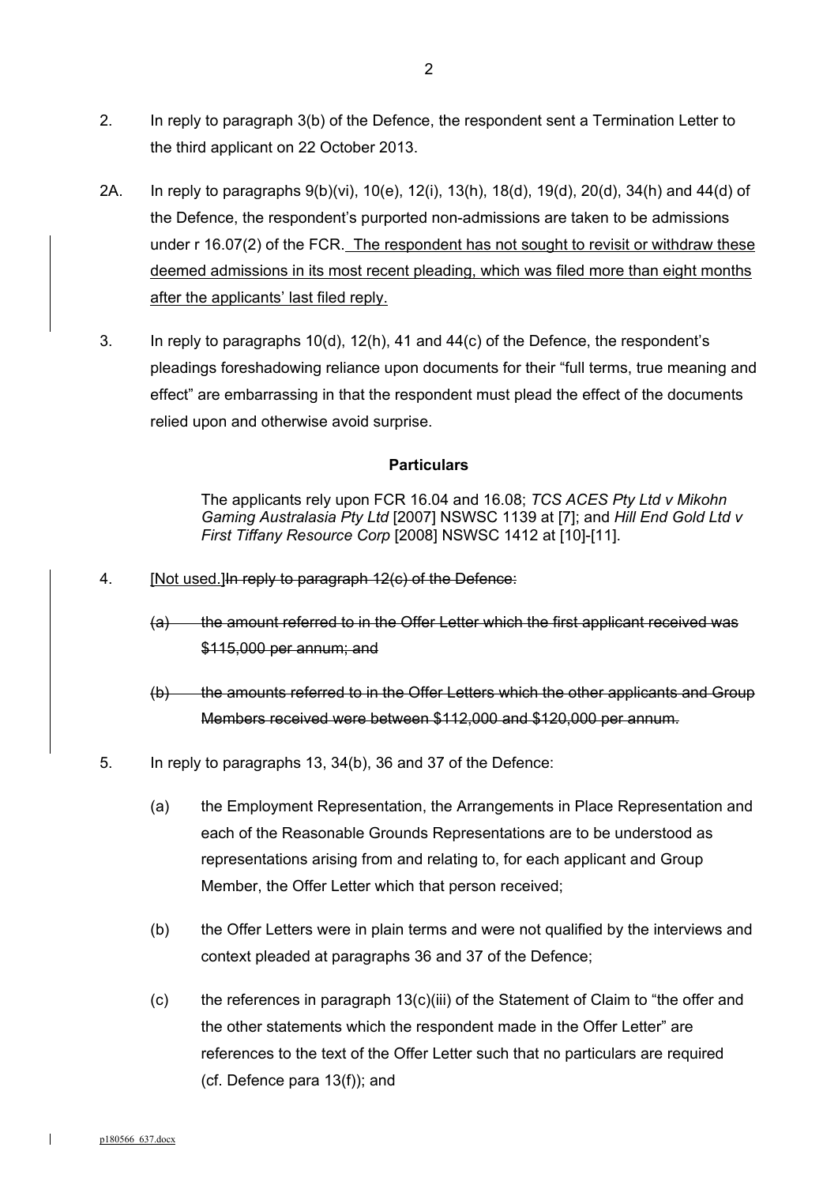2. In reply to paragraph 3(b) of the Defence, the respondent sent a Termination Letter to the third applicant on 22 October 2013.

2A. In reply to paragraphs 9(b)(vi), 10(e), 12(i), 13(h), 18(d), 19(d), 20(d), 34(h) and 44(d) of the Defence, the respondent's purported non-admissions are taken to be admissions under r 16.07(2) of the FCR. <u>The respondent has not sought to revisit or withdraw these deemed admissions in its most recent pleading, which was filed more than eight months after the applicants' last filed reply.</u>

3. In reply to paragraphs 10(d), 12(h), 41 and 44(c) of the Defence, the respondent's pleadings foreshadowing reliance upon documents for their "full terms, true meaning and effect" are embarrassing in that the respondent must plead the effect of the documents relied upon and otherwise avoid surprise.

**Particulars**

The applicants rely upon FCR 16.04 and 16.08; *TCS ACES Pty Ltd v Mikohn Gaming Australasia Pty Ltd* [2007] NSWSC 1139 at [7]; and *Hill End Gold Ltd v First Tiffany Resource Corp* [2008] NSWSC 1412 at [10]-[11].

4. <u>[Not used.]</u>~~In reply to paragraph 12(c) of the Defence:~~

   ~~(a) the amount referred to in the Offer Letter which the first applicant received was $115,000 per annum; and~~

   ~~(b) the amounts referred to in the Offer Letters which the other applicants and Group Members received were between $112,000 and $120,000 per annum.~~

5. In reply to paragraphs 13, 34(b), 36 and 37 of the Defence:

   (a) the Employment Representation, the Arrangements in Place Representation and each of the Reasonable Grounds Representations are to be understood as representations arising from and relating to, for each applicant and Group Member, the Offer Letter which that person received;

   (b) the Offer Letters were in plain terms and were not qualified by the interviews and context pleaded at paragraphs 36 and 37 of the Defence;

   (c) the references in paragraph 13(c)(iii) of the Statement of Claim to "the offer and the other statements which the respondent made in the Offer Letter" are references to the text of the Offer Letter such that no particulars are required (cf. Defence para 13(f)); and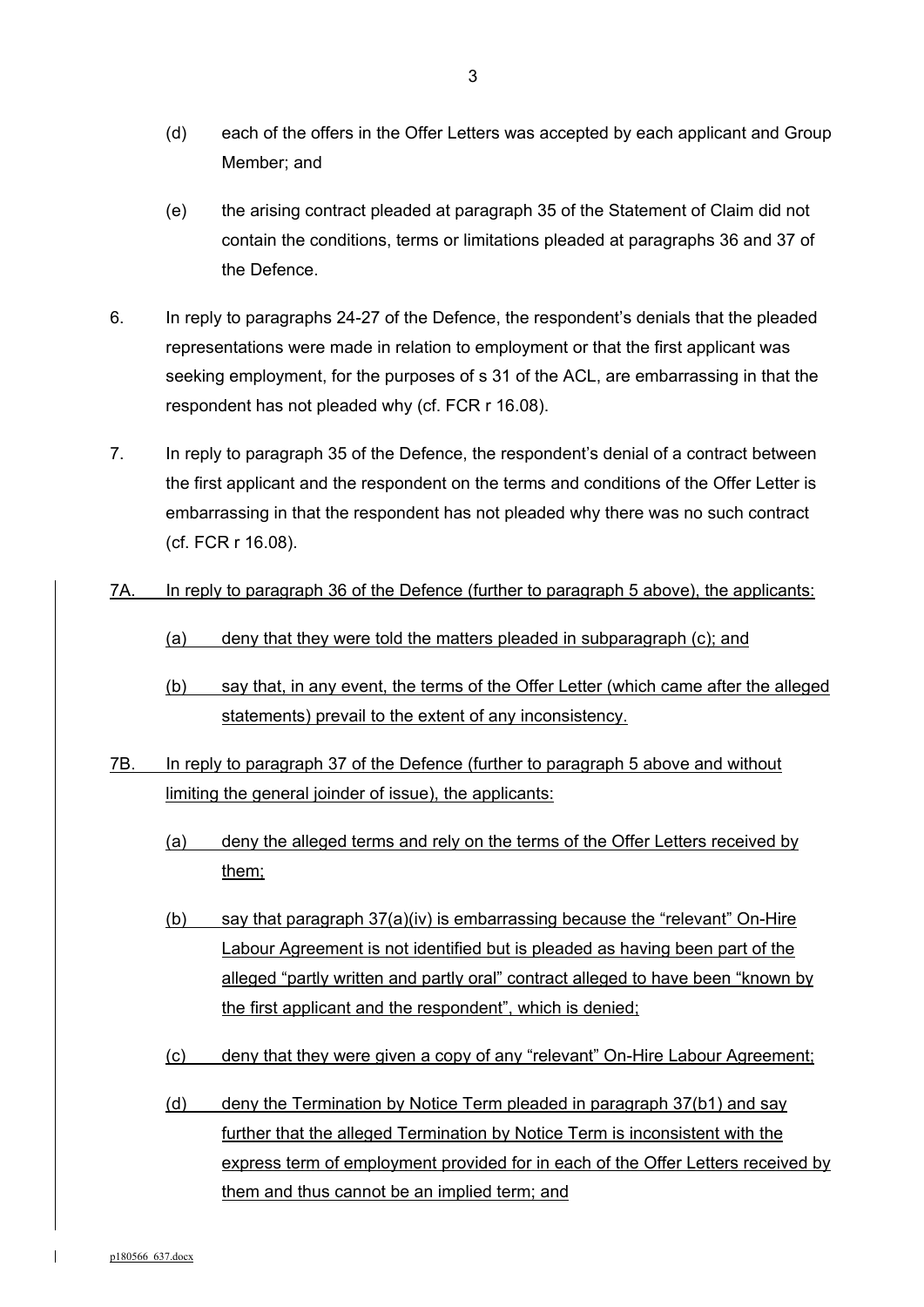(d) each of the offers in the Offer Letters was accepted by each applicant and Group Member; and

(e) the arising contract pleaded at paragraph 35 of the Statement of Claim did not contain the conditions, terms or limitations pleaded at paragraphs 36 and 37 of the Defence.

6. In reply to paragraphs 24-27 of the Defence, the respondent's denials that the pleaded representations were made in relation to employment or that the first applicant was seeking employment, for the purposes of s 31 of the ACL, are embarrassing in that the respondent has not pleaded why (cf. FCR r 16.08).

7. In reply to paragraph 35 of the Defence, the respondent's denial of a contract between the first applicant and the respondent on the terms and conditions of the Offer Letter is embarrassing in that the respondent has not pleaded why there was no such contract (cf. FCR r 16.08).

7A. In reply to paragraph 36 of the Defence (further to paragraph 5 above), the applicants:

(a) deny that they were told the matters pleaded in subparagraph (c); and

(b) say that, in any event, the terms of the Offer Letter (which came after the alleged statements) prevail to the extent of any inconsistency.

7B. In reply to paragraph 37 of the Defence (further to paragraph 5 above and without limiting the general joinder of issue), the applicants:

(a) deny the alleged terms and rely on the terms of the Offer Letters received by them;

(b) say that paragraph 37(a)(iv) is embarrassing because the "relevant" On-Hire Labour Agreement is not identified but is pleaded as having been part of the alleged "partly written and partly oral" contract alleged to have been "known by the first applicant and the respondent", which is denied;

(c) deny that they were given a copy of any "relevant" On-Hire Labour Agreement;

(d) deny the Termination by Notice Term pleaded in paragraph 37(b1) and say further that the alleged Termination by Notice Term is inconsistent with the express term of employment provided for in each of the Offer Letters received by them and thus cannot be an implied term; and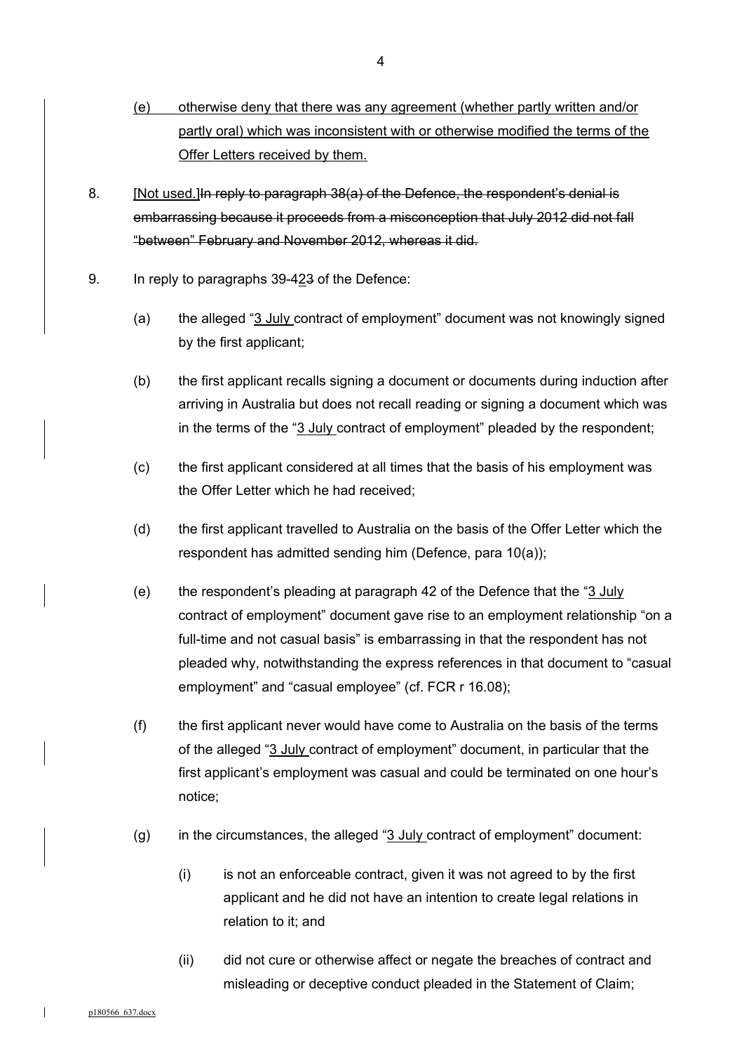(e) otherwise deny that there was any agreement (whether partly written and/or partly oral) which was inconsistent with or otherwise modified the terms of the Offer Letters received by them.

8. [Not used.]~~In reply to paragraph 38(a) of the Defence, the respondent's denial is embarrassing because it proceeds from a misconception that July 2012 did not fall "between" February and November 2012, whereas it did.~~

9. In reply to paragraphs 39-42~~3~~ of the Defence:

   (a) the alleged "3 July contract of employment" document was not knowingly signed by the first applicant;

   (b) the first applicant recalls signing a document or documents during induction after arriving in Australia but does not recall reading or signing a document which was in the terms of the "3 July contract of employment" pleaded by the respondent;

   (c) the first applicant considered at all times that the basis of his employment was the Offer Letter which he had received;

   (d) the first applicant travelled to Australia on the basis of the Offer Letter which the respondent has admitted sending him (Defence, para 10(a));

   (e) the respondent's pleading at paragraph 42 of the Defence that the "3 July contract of employment" document gave rise to an employment relationship "on a full-time and not casual basis" is embarrassing in that the respondent has not pleaded why, notwithstanding the express references in that document to "casual employment" and "casual employee" (cf. FCR r 16.08);

   (f) the first applicant never would have come to Australia on the basis of the terms of the alleged "3 July contract of employment" document, in particular that the first applicant's employment was casual and could be terminated on one hour's notice;

   (g) in the circumstances, the alleged "3 July contract of employment" document:

      (i) is not an enforceable contract, given it was not agreed to by the first applicant and he did not have an intention to create legal relations in relation to it; and

      (ii) did not cure or otherwise affect or negate the breaches of contract and misleading or deceptive conduct pleaded in the Statement of Claim;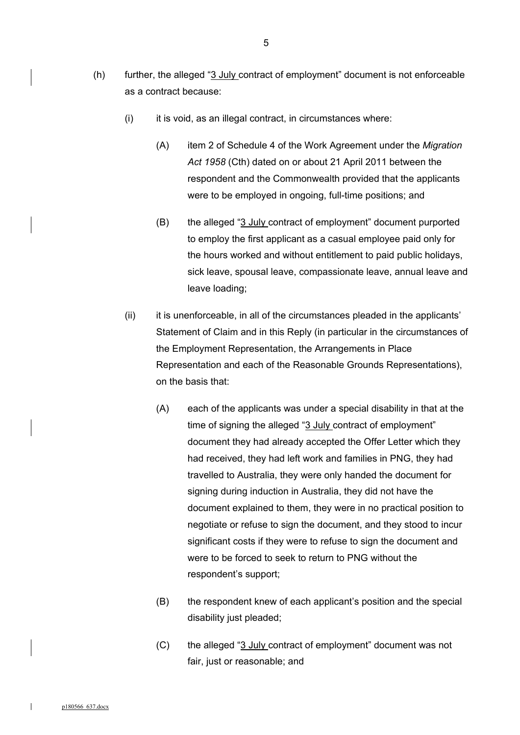(h) further, the alleged "3 July contract of employment" document is not enforceable as a contract because:

  (i) it is void, as an illegal contract, in circumstances where:

    (A) item 2 of Schedule 4 of the Work Agreement under the *Migration Act 1958* (Cth) dated on or about 21 April 2011 between the respondent and the Commonwealth provided that the applicants were to be employed in ongoing, full-time positions; and

    (B) the alleged "3 July contract of employment" document purported to employ the first applicant as a casual employee paid only for the hours worked and without entitlement to paid public holidays, sick leave, spousal leave, compassionate leave, annual leave and leave loading;

  (ii) it is unenforceable, in all of the circumstances pleaded in the applicants' Statement of Claim and in this Reply (in particular in the circumstances of the Employment Representation, the Arrangements in Place Representation and each of the Reasonable Grounds Representations), on the basis that:

    (A) each of the applicants was under a special disability in that at the time of signing the alleged "3 July contract of employment" document they had already accepted the Offer Letter which they had received, they had left work and families in PNG, they had travelled to Australia, they were only handed the document for signing during induction in Australia, they did not have the document explained to them, they were in no practical position to negotiate or refuse to sign the document, and they stood to incur significant costs if they were to refuse to sign the document and were to be forced to seek to return to PNG without the respondent's support;

    (B) the respondent knew of each applicant's position and the special disability just pleaded;

    (C) the alleged "3 July contract of employment" document was not fair, just or reasonable; and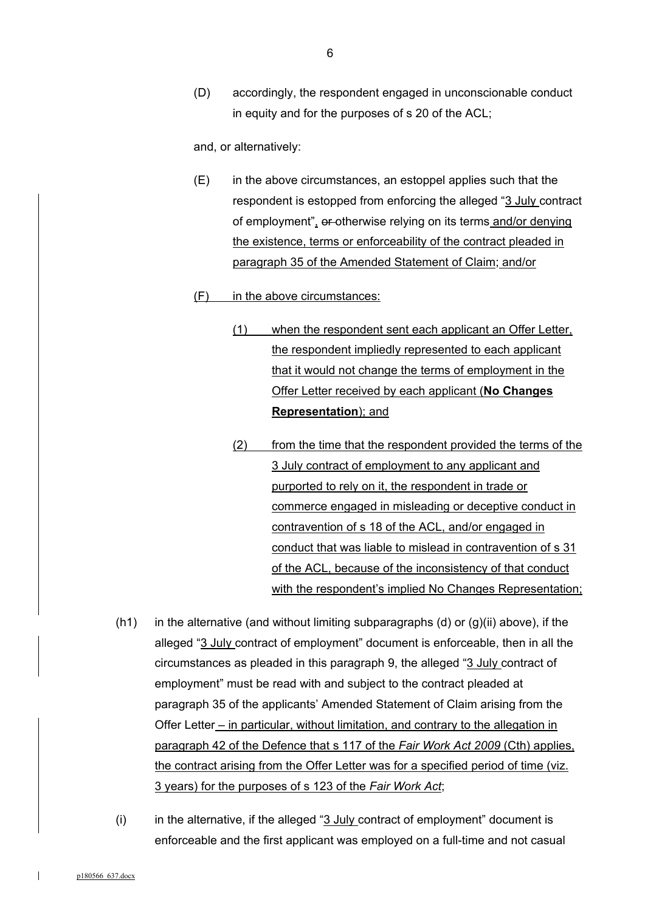(D) accordingly, the respondent engaged in unconscionable conduct in equity and for the purposes of s 20 of the ACL;

and, or alternatively:

(E) in the above circumstances, an estoppel applies such that the respondent is estopped from enforcing the alleged "3 July contract of employment", ~~or~~ otherwise relying on its terms and/or denying the existence, terms or enforceability of the contract pleaded in paragraph 35 of the Amended Statement of Claim; and/or

(F) in the above circumstances:

(1) when the respondent sent each applicant an Offer Letter, the respondent impliedly represented to each applicant that it would not change the terms of employment in the Offer Letter received by each applicant (**No Changes Representation**); and

(2) from the time that the respondent provided the terms of the 3 July contract of employment to any applicant and purported to rely on it, the respondent in trade or commerce engaged in misleading or deceptive conduct in contravention of s 18 of the ACL, and/or engaged in conduct that was liable to mislead in contravention of s 31 of the ACL, because of the inconsistency of that conduct with the respondent's implied No Changes Representation;

(h1) in the alternative (and without limiting subparagraphs (d) or (g)(ii) above), if the alleged "3 July contract of employment" document is enforceable, then in all the circumstances as pleaded in this paragraph 9, the alleged "3 July contract of employment" must be read with and subject to the contract pleaded at paragraph 35 of the applicants' Amended Statement of Claim arising from the Offer Letter – in particular, without limitation, and contrary to the allegation in paragraph 42 of the Defence that s 117 of the *Fair Work Act 2009* (Cth) applies, the contract arising from the Offer Letter was for a specified period of time (viz. 3 years) for the purposes of s 123 of the *Fair Work Act*;

(i) in the alternative, if the alleged "3 July contract of employment" document is enforceable and the first applicant was employed on a full-time and not casual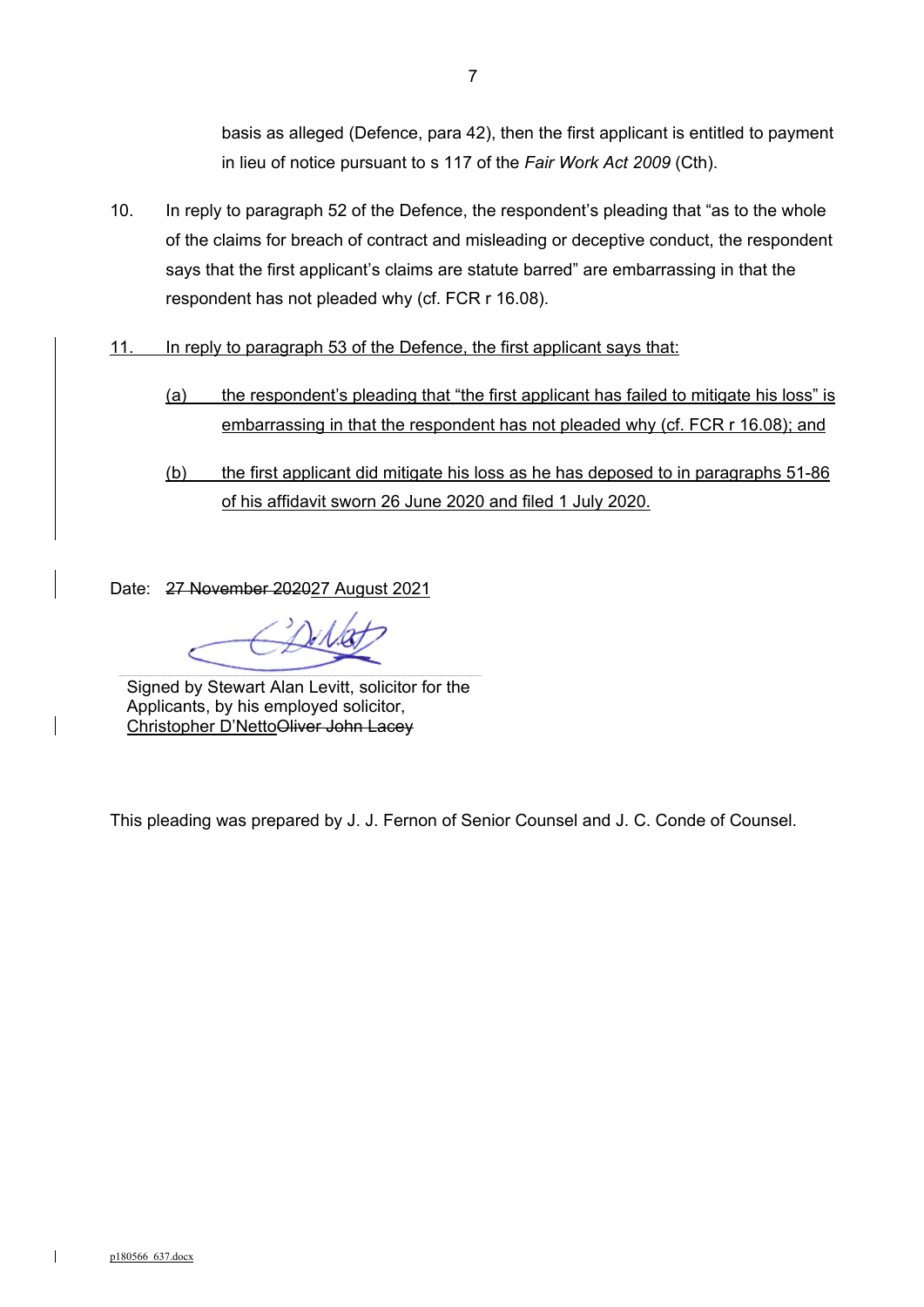basis as alleged (Defence, para 42), then the first applicant is entitled to payment in lieu of notice pursuant to s 117 of the *Fair Work Act 2009* (Cth).

10. In reply to paragraph 52 of the Defence, the respondent's pleading that "as to the whole of the claims for breach of contract and misleading or deceptive conduct, the respondent says that the first applicant's claims are statute barred" are embarrassing in that the respondent has not pleaded why (cf. FCR r 16.08).

11. In reply to paragraph 53 of the Defence, the first applicant says that:

    (a) the respondent's pleading that "the first applicant has failed to mitigate his loss" is embarrassing in that the respondent has not pleaded why (cf. FCR r 16.08); and

    (b) the first applicant did mitigate his loss as he has deposed to in paragraphs 51-86 of his affidavit sworn 26 June 2020 and filed 1 July 2020.

Date: ~~27 November 2020~~27 August 2021

Signed by Stewart Alan Levitt, solicitor for the Applicants, by his employed solicitor, Christopher D'Netto~~Oliver John Lacey~~

This pleading was prepared by J. J. Fernon of Senior Counsel and J. C. Conde of Counsel.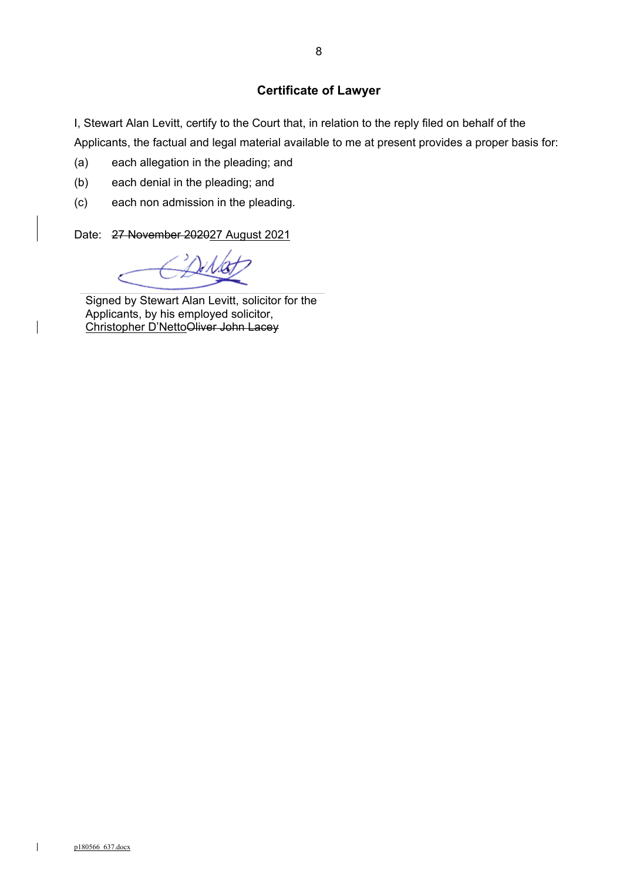## Certificate of Lawyer

I, Stewart Alan Levitt, certify to the Court that, in relation to the reply filed on behalf of the Applicants, the factual and legal material available to me at present provides a proper basis for:

(a) each allegation in the pleading; and

(b) each denial in the pleading; and

(c) each non admission in the pleading.

Date: ~~27 November 2020~~27 August 2021

Signed by Stewart Alan Levitt, solicitor for the Applicants, by his employed solicitor, Christopher D'Netto~~Oliver John Lacey~~

p180566_637.docx